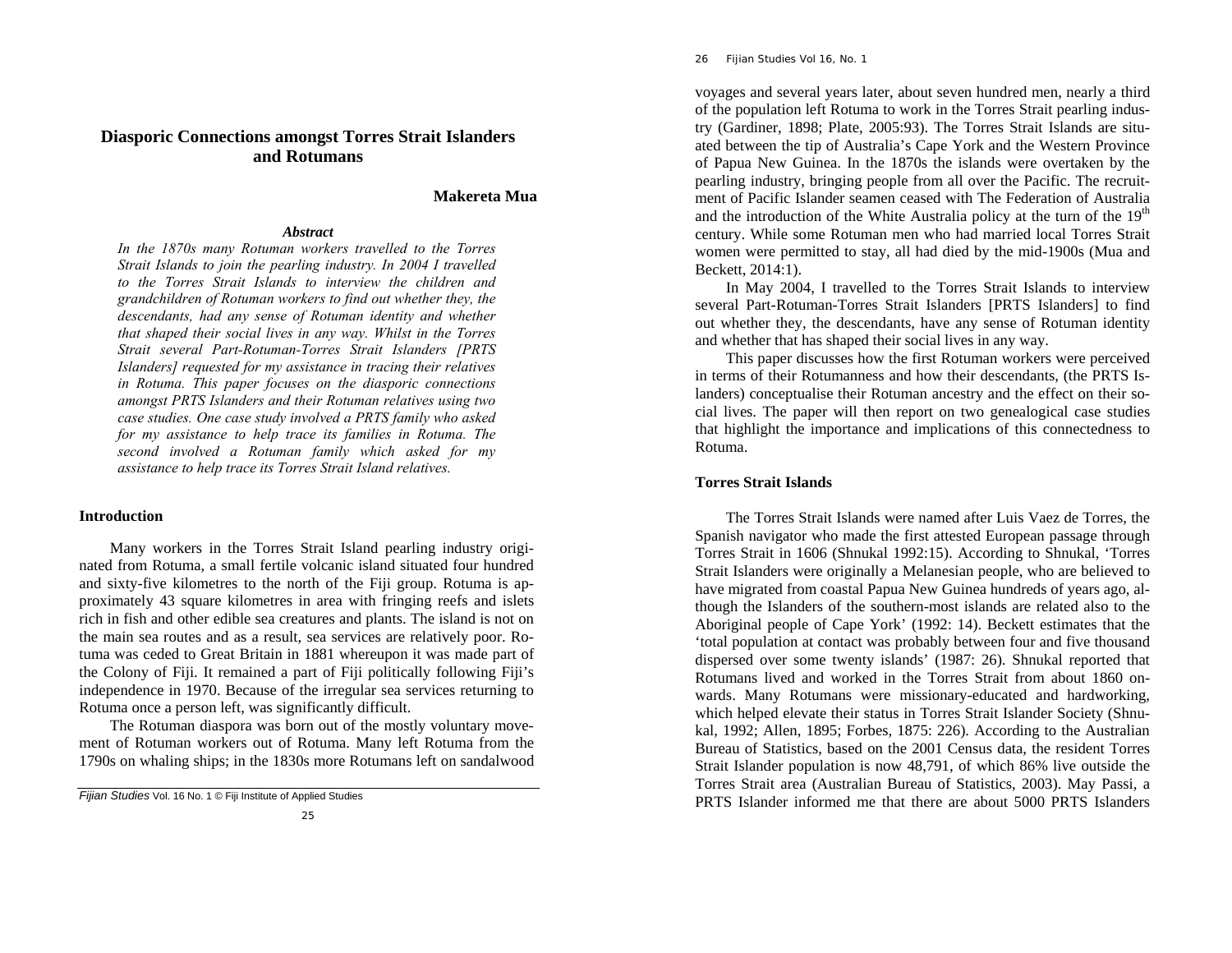# Diasporic Connections amongst Torres Strait Islanders and Rotumans

**Makereta Mua**

***Abstract***

*In the 1870s many Rotuman workers travelled to the Torres Strait Islands to join the pearling industry. In 2004 I travelled to the Torres Strait Islands to interview the children and grandchildren of Rotuman workers to find out whether they, the descendants, had any sense of Rotuman identity and whether that shaped their social lives in any way. Whilst in the Torres Strait several Part-Rotuman-Torres Strait Islanders [PRTS Islanders] requested for my assistance in tracing their relatives in Rotuma. This paper focuses on the diasporic connections amongst PRTS Islanders and their Rotuman relatives using two case studies. One case study involved a PRTS family who asked for my assistance to help trace its families in Rotuma. The second involved a Rotuman family which asked for my assistance to help trace its Torres Strait Island relatives.*

## Introduction

Many workers in the Torres Strait Island pearling industry originated from Rotuma, a small fertile volcanic island situated four hundred and sixty-five kilometres to the north of the Fiji group. Rotuma is approximately 43 square kilometres in area with fringing reefs and islets rich in fish and other edible sea creatures and plants. The island is not on the main sea routes and as a result, sea services are relatively poor. Rotuma was ceded to Great Britain in 1881 whereupon it was made part of the Colony of Fiji. It remained a part of Fiji politically following Fiji's independence in 1970. Because of the irregular sea services returning to Rotuma once a person left, was significantly difficult.

The Rotuman diaspora was born out of the mostly voluntary movement of Rotuman workers out of Rotuma. Many left Rotuma from the 1790s on whaling ships; in the 1830s more Rotumans left on sandalwood voyages and several years later, about seven hundred men, nearly a third of the population left Rotuma to work in the Torres Strait pearling industry (Gardiner, 1898; Plate, 2005:93). The Torres Strait Islands are situated between the tip of Australia's Cape York and the Western Province of Papua New Guinea. In the 1870s the islands were overtaken by the pearling industry, bringing people from all over the Pacific. The recruitment of Pacific Islander seamen ceased with The Federation of Australia and the introduction of the White Australia policy at the turn of the 19th century. While some Rotuman men who had married local Torres Strait women were permitted to stay, all had died by the mid-1900s (Mua and Beckett, 2014:1).

In May 2004, I travelled to the Torres Strait Islands to interview several Part-Rotuman-Torres Strait Islanders [PRTS Islanders] to find out whether they, the descendants, have any sense of Rotuman identity and whether that has shaped their social lives in any way.

This paper discusses how the first Rotuman workers were perceived in terms of their Rotumanness and how their descendants, (the PRTS Islanders) conceptualise their Rotuman ancestry and the effect on their social lives. The paper will then report on two genealogical case studies that highlight the importance and implications of this connectedness to Rotuma.

## Torres Strait Islands

The Torres Strait Islands were named after Luis Vaez de Torres, the Spanish navigator who made the first attested European passage through Torres Strait in 1606 (Shnukal 1992:15). According to Shnukal, 'Torres Strait Islanders were originally a Melanesian people, who are believed to have migrated from coastal Papua New Guinea hundreds of years ago, although the Islanders of the southern-most islands are related also to the Aboriginal people of Cape York' (1992: 14). Beckett estimates that the 'total population at contact was probably between four and five thousand dispersed over some twenty islands' (1987: 26). Shnukal reported that Rotumans lived and worked in the Torres Strait from about 1860 onwards. Many Rotumans were missionary-educated and hardworking, which helped elevate their status in Torres Strait Islander Society (Shnukal, 1992; Allen, 1895; Forbes, 1875: 226). According to the Australian Bureau of Statistics, based on the 2001 Census data, the resident Torres Strait Islander population is now 48,791, of which 86% live outside the Torres Strait area (Australian Bureau of Statistics, 2003). May Passi, a PRTS Islander informed me that there are about 5000 PRTS Islanders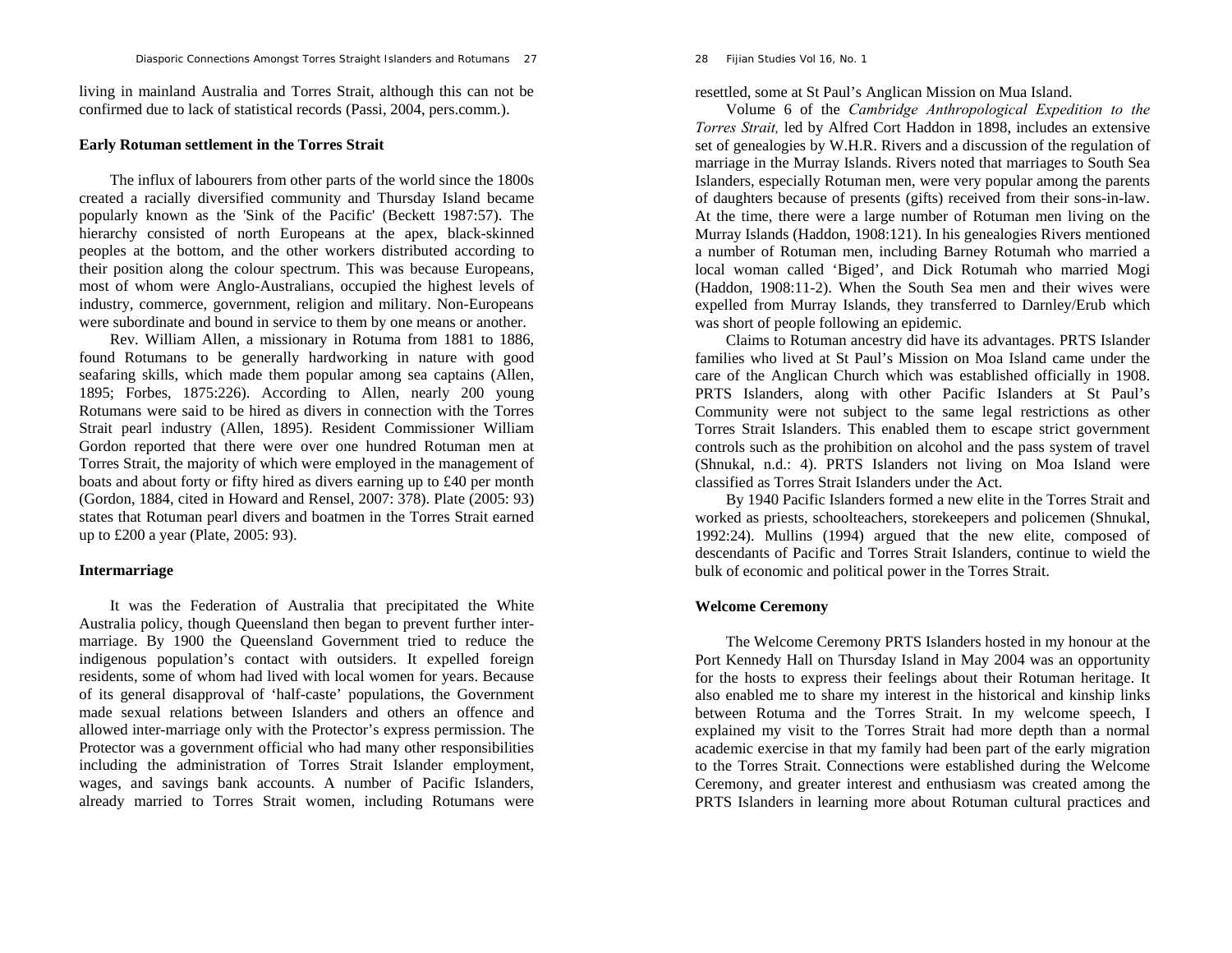living in mainland Australia and Torres Strait, although this can not be confirmed due to lack of statistical records (Passi, 2004, pers.comm.).

### Early Rotuman settlement in the Torres Strait

The influx of labourers from other parts of the world since the 1800s created a racially diversified community and Thursday Island became popularly known as the 'Sink of the Pacific' (Beckett 1987:57). The hierarchy consisted of north Europeans at the apex, black-skinned peoples at the bottom, and the other workers distributed according to their position along the colour spectrum. This was because Europeans, most of whom were Anglo-Australians, occupied the highest levels of industry, commerce, government, religion and military. Non-Europeans were subordinate and bound in service to them by one means or another.

Rev. William Allen, a missionary in Rotuma from 1881 to 1886, found Rotumans to be generally hardworking in nature with good seafaring skills, which made them popular among sea captains (Allen, 1895; Forbes, 1875:226). According to Allen, nearly 200 young Rotumans were said to be hired as divers in connection with the Torres Strait pearl industry (Allen, 1895). Resident Commissioner William Gordon reported that there were over one hundred Rotuman men at Torres Strait, the majority of which were employed in the management of boats and about forty or fifty hired as divers earning up to £40 per month (Gordon, 1884, cited in Howard and Rensel, 2007: 378). Plate (2005: 93) states that Rotuman pearl divers and boatmen in the Torres Strait earned up to £200 a year (Plate, 2005: 93).

### Intermarriage

It was the Federation of Australia that precipitated the White Australia policy, though Queensland then began to prevent further inter-marriage. By 1900 the Queensland Government tried to reduce the indigenous population's contact with outsiders. It expelled foreign residents, some of whom had lived with local women for years. Because of its general disapproval of 'half-caste' populations, the Government made sexual relations between Islanders and others an offence and allowed inter-marriage only with the Protector's express permission. The Protector was a government official who had many other responsibilities including the administration of Torres Strait Islander employment, wages, and savings bank accounts. A number of Pacific Islanders, already married to Torres Strait women, including Rotumans were resettled, some at St Paul's Anglican Mission on Mua Island.

Volume 6 of the *Cambridge Anthropological Expedition to the Torres Strait,* led by Alfred Cort Haddon in 1898, includes an extensive set of genealogies by W.H.R. Rivers and a discussion of the regulation of marriage in the Murray Islands. Rivers noted that marriages to South Sea Islanders, especially Rotuman men, were very popular among the parents of daughters because of presents (gifts) received from their sons-in-law. At the time, there were a large number of Rotuman men living on the Murray Islands (Haddon, 1908:121). In his genealogies Rivers mentioned a number of Rotuman men, including Barney Rotumah who married a local woman called 'Biged', and Dick Rotumah who married Mogi (Haddon, 1908:11-2). When the South Sea men and their wives were expelled from Murray Islands, they transferred to Darnley/Erub which was short of people following an epidemic.

Claims to Rotuman ancestry did have its advantages. PRTS Islander families who lived at St Paul's Mission on Moa Island came under the care of the Anglican Church which was established officially in 1908. PRTS Islanders, along with other Pacific Islanders at St Paul's Community were not subject to the same legal restrictions as other Torres Strait Islanders. This enabled them to escape strict government controls such as the prohibition on alcohol and the pass system of travel (Shnukal, n.d.: 4). PRTS Islanders not living on Moa Island were classified as Torres Strait Islanders under the Act.

By 1940 Pacific Islanders formed a new elite in the Torres Strait and worked as priests, schoolteachers, storekeepers and policemen (Shnukal, 1992:24). Mullins (1994) argued that the new elite, composed of descendants of Pacific and Torres Strait Islanders, continue to wield the bulk of economic and political power in the Torres Strait.

### Welcome Ceremony

The Welcome Ceremony PRTS Islanders hosted in my honour at the Port Kennedy Hall on Thursday Island in May 2004 was an opportunity for the hosts to express their feelings about their Rotuman heritage. It also enabled me to share my interest in the historical and kinship links between Rotuma and the Torres Strait. In my welcome speech, I explained my visit to the Torres Strait had more depth than a normal academic exercise in that my family had been part of the early migration to the Torres Strait. Connections were established during the Welcome Ceremony, and greater interest and enthusiasm was created among the PRTS Islanders in learning more about Rotuman cultural practices and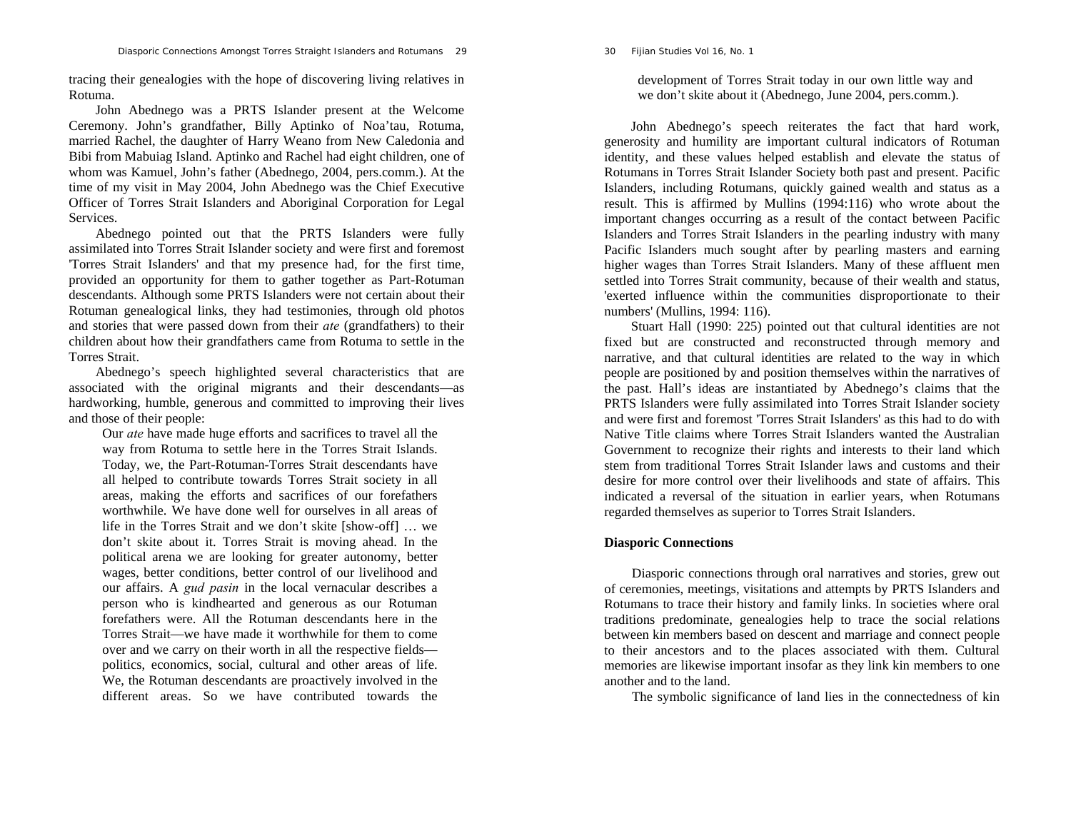tracing their genealogies with the hope of discovering living relatives in Rotuma.

John Abednego was a PRTS Islander present at the Welcome Ceremony. John's grandfather, Billy Aptinko of Noa'tau, Rotuma, married Rachel, the daughter of Harry Weano from New Caledonia and Bibi from Mabuiag Island. Aptinko and Rachel had eight children, one of whom was Kamuel, John's father (Abednego, 2004, pers.comm.). At the time of my visit in May 2004, John Abednego was the Chief Executive Officer of Torres Strait Islanders and Aboriginal Corporation for Legal Services.

Abednego pointed out that the PRTS Islanders were fully assimilated into Torres Strait Islander society and were first and foremost 'Torres Strait Islanders' and that my presence had, for the first time, provided an opportunity for them to gather together as Part-Rotuman descendants. Although some PRTS Islanders were not certain about their Rotuman genealogical links, they had testimonies, through old photos and stories that were passed down from their *ate* (grandfathers) to their children about how their grandfathers came from Rotuma to settle in the Torres Strait.

Abednego's speech highlighted several characteristics that are associated with the original migrants and their descendants—as hardworking, humble, generous and committed to improving their lives and those of their people:

> Our *ate* have made huge efforts and sacrifices to travel all the way from Rotuma to settle here in the Torres Strait Islands. Today, we, the Part-Rotuman-Torres Strait descendants have all helped to contribute towards Torres Strait society in all areas, making the efforts and sacrifices of our forefathers worthwhile. We have done well for ourselves in all areas of life in the Torres Strait and we don't skite [show-off] … we don't skite about it. Torres Strait is moving ahead. In the political arena we are looking for greater autonomy, better wages, better conditions, better control of our livelihood and our affairs. A *gud pasin* in the local vernacular describes a person who is kindhearted and generous as our Rotuman forefathers were. All the Rotuman descendants here in the Torres Strait—we have made it worthwhile for them to come over and we carry on their worth in all the respective fields—politics, economics, social, cultural and other areas of life. We, the Rotuman descendants are proactively involved in the different areas. So we have contributed towards the development of Torres Strait today in our own little way and we don't skite about it (Abednego, June 2004, pers.comm.).

John Abednego's speech reiterates the fact that hard work, generosity and humility are important cultural indicators of Rotuman identity, and these values helped establish and elevate the status of Rotumans in Torres Strait Islander Society both past and present. Pacific Islanders, including Rotumans, quickly gained wealth and status as a result. This is affirmed by Mullins (1994:116) who wrote about the important changes occurring as a result of the contact between Pacific Islanders and Torres Strait Islanders in the pearling industry with many Pacific Islanders much sought after by pearling masters and earning higher wages than Torres Strait Islanders. Many of these affluent men settled into Torres Strait community, because of their wealth and status, 'exerted influence within the communities disproportionate to their numbers' (Mullins, 1994: 116).

Stuart Hall (1990: 225) pointed out that cultural identities are not fixed but are constructed and reconstructed through memory and narrative, and that cultural identities are related to the way in which people are positioned by and position themselves within the narratives of the past. Hall's ideas are instantiated by Abednego's claims that the PRTS Islanders were fully assimilated into Torres Strait Islander society and were first and foremost 'Torres Strait Islanders' as this had to do with Native Title claims where Torres Strait Islanders wanted the Australian Government to recognize their rights and interests to their land which stem from traditional Torres Strait Islander laws and customs and their desire for more control over their livelihoods and state of affairs. This indicated a reversal of the situation in earlier years, when Rotumans regarded themselves as superior to Torres Strait Islanders.

## Diasporic Connections

Diasporic connections through oral narratives and stories, grew out of ceremonies, meetings, visitations and attempts by PRTS Islanders and Rotumans to trace their history and family links. In societies where oral traditions predominate, genealogies help to trace the social relations between kin members based on descent and marriage and connect people to their ancestors and to the places associated with them. Cultural memories are likewise important insofar as they link kin members to one another and to the land.

The symbolic significance of land lies in the connectedness of kin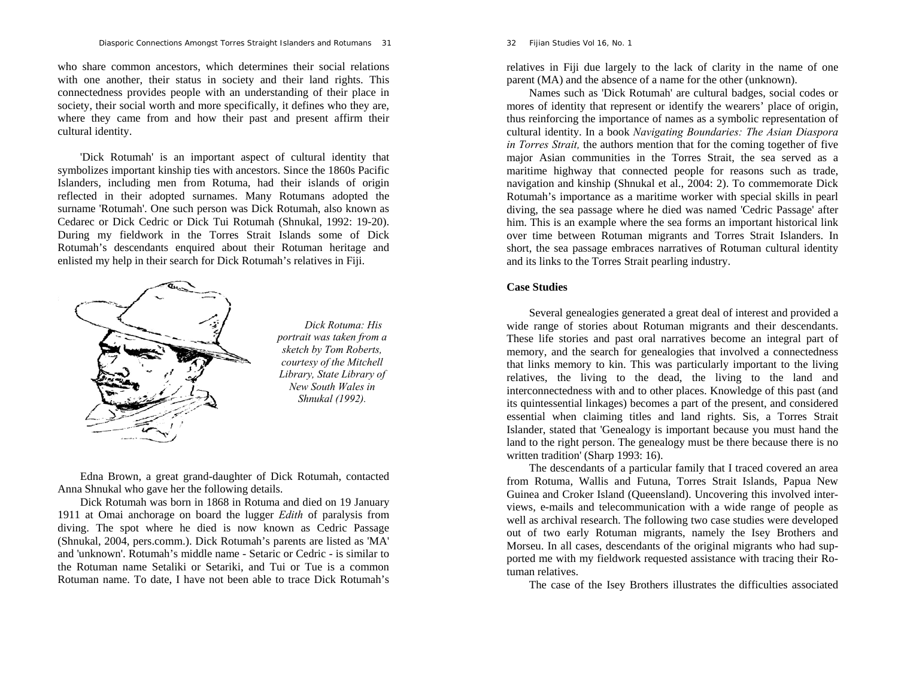who share common ancestors, which determines their social relations with one another, their status in society and their land rights. This connectedness provides people with an understanding of their place in society, their social worth and more specifically, it defines who they are, where they came from and how their past and present affirm their cultural identity.

'Dick Rotumah' is an important aspect of cultural identity that symbolizes important kinship ties with ancestors. Since the 1860s Pacific Islanders, including men from Rotuma, had their islands of origin reflected in their adopted surnames. Many Rotumans adopted the surname 'Rotumah'. One such person was Dick Rotumah, also known as Cedarec or Dick Cedric or Dick Tui Rotumah (Shnukal, 1992: 19-20). During my fieldwork in the Torres Strait Islands some of Dick Rotumah's descendants enquired about their Rotuman heritage and enlisted my help in their search for Dick Rotumah's relatives in Fiji.

*Dick Rotuma: His portrait was taken from a sketch by Tom Roberts, courtesy of the Mitchell Library, State Library of New South Wales in Shnukal (1992).*

Edna Brown, a great grand-daughter of Dick Rotumah, contacted Anna Shnukal who gave her the following details.

Dick Rotumah was born in 1868 in Rotuma and died on 19 January 1911 at Omai anchorage on board the lugger *Edith* of paralysis from diving. The spot where he died is now known as Cedric Passage (Shnukal, 2004, pers.comm.). Dick Rotumah's parents are listed as 'MA' and 'unknown'. Rotumah's middle name - Setaric or Cedric - is similar to the Rotuman name Setaliki or Setariki, and Tui or Tue is a common Rotuman name. To date, I have not been able to trace Dick Rotumah's relatives in Fiji due largely to the lack of clarity in the name of one parent (MA) and the absence of a name for the other (unknown).

Names such as 'Dick Rotumah' are cultural badges, social codes or mores of identity that represent or identify the wearers' place of origin, thus reinforcing the importance of names as a symbolic representation of cultural identity. In a book *Navigating Boundaries: The Asian Diaspora in Torres Strait,* the authors mention that for the coming together of five major Asian communities in the Torres Strait, the sea served as a maritime highway that connected people for reasons such as trade, navigation and kinship (Shnukal et al., 2004: 2). To commemorate Dick Rotumah's importance as a maritime worker with special skills in pearl diving, the sea passage where he died was named 'Cedric Passage' after him. This is an example where the sea forms an important historical link over time between Rotuman migrants and Torres Strait Islanders. In short, the sea passage embraces narratives of Rotuman cultural identity and its links to the Torres Strait pearling industry.

## Case Studies

Several genealogies generated a great deal of interest and provided a wide range of stories about Rotuman migrants and their descendants. These life stories and past oral narratives become an integral part of memory, and the search for genealogies that involved a connectedness that links memory to kin. This was particularly important to the living relatives, the living to the dead, the living to the land and interconnectedness with and to other places. Knowledge of this past (and its quintessential linkages) becomes a part of the present, and considered essential when claiming titles and land rights. Sis, a Torres Strait Islander, stated that 'Genealogy is important because you must hand the land to the right person. The genealogy must be there because there is no written tradition' (Sharp 1993: 16).

The descendants of a particular family that I traced covered an area from Rotuma, Wallis and Futuna, Torres Strait Islands, Papua New Guinea and Croker Island (Queensland). Uncovering this involved interviews, e-mails and telecommunication with a wide range of people as well as archival research. The following two case studies were developed out of two early Rotuman migrants, namely the Isey Brothers and Morseu. In all cases, descendants of the original migrants who had supported me with my fieldwork requested assistance with tracing their Rotuman relatives.

The case of the Isey Brothers illustrates the difficulties associated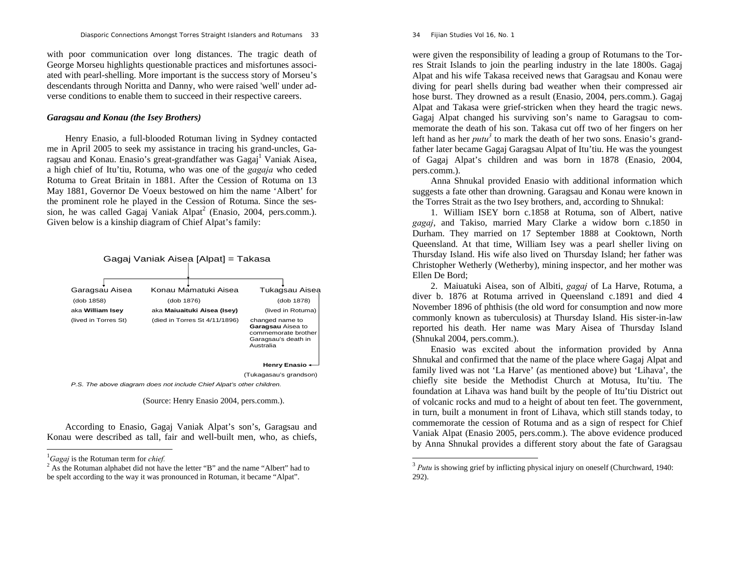with poor communication over long distances. The tragic death of George Morseu highlights questionable practices and misfortunes associated with pearl-shelling. More important is the success story of Morseu's descendants through Noritta and Danny, who were raised 'well' under adverse conditions to enable them to succeed in their respective careers.

### *Garagsau and Konau (the Isey Brothers)*

Henry Enasio, a full-blooded Rotuman living in Sydney contacted me in April 2005 to seek my assistance in tracing his grand-uncles, Garagsau and Konau. Enasio's great-grandfather was Gagaj[1] Vaniak Aisea, a high chief of Itu'tiu, Rotuma, who was one of the *gagaja* who ceded Rotuma to Great Britain in 1881. After the Cession of Rotuma on 13 May 1881, Governor De Voeux bestowed on him the name 'Albert' for the prominent role he played in the Cession of Rotuma. Since the session, he was called Gagaj Vaniak Alpat[2] (Enasio, 2004, pers.comm.). Given below is a kinship diagram of Chief Alpat's family:

Gagaj Vaniak Aisea [Alpat] = Takasa

| Garagsau Aisea | Konau Mamatuki Aisea | Tukagsau Aisea |
|---|---|---|
| (dob 1858) | (dob 1876) | (dob 1878) |
| aka **William Isey** | aka **Maiuaituki Aisea (Isey)** | (lived in Rotuma) |
| (lived in Torres St) | (died in Torres St 4/11/1896) | changed name to **Garagsau** Aisea to commemorate brother Garagsau's death in Australia |

**Henry Enasio** (Tukagasau's grandson)

*P.S. The above diagram does not include Chief Alpat's other children.*

(Source: Henry Enasio 2004, pers.comm.).

According to Enasio, Gagaj Vaniak Alpat's son's, Garagsau and Konau were described as tall, fair and well-built men, who, as chiefs, were given the responsibility of leading a group of Rotumans to the Torres Strait Islands to join the pearling industry in the late 1800s. Gagaj Alpat and his wife Takasa received news that Garagsau and Konau were diving for pearl shells during bad weather when their compressed air hose burst. They drowned as a result (Enasio, 2004, pers.comm.). Gagaj Alpat and Takasa were grief-stricken when they heard the tragic news. Gagaj Alpat changed his surviving son's name to Garagsau to commemorate the death of his son. Takasa cut off two of her fingers on her left hand as her *putu*[3] to mark the death of her two sons. Enasio's grandfather later became Gagaj Garagsau Alpat of Itu'tiu. He was the youngest of Gagaj Alpat's children and was born in 1878 (Enasio, 2004, pers.comm.).

Anna Shnukal provided Enasio with additional information which suggests a fate other than drowning. Garagsau and Konau were known in the Torres Strait as the two Isey brothers, and, according to Shnukal:

1. William ISEY born c.1858 at Rotuma, son of Albert, native *gagaj*, and Takiso, married Mary Clarke a widow born c.1850 in Durham. They married on 17 September 1888 at Cooktown, North Queensland. At that time, William Isey was a pearl sheller living on Thursday Island. His wife also lived on Thursday Island; her father was Christopher Wetherly (Wetherby), mining inspector, and her mother was Ellen De Bord;

2. Maiuatuki Aisea, son of Albiti, *gagaj* of La Harve, Rotuma, a diver b. 1876 at Rotuma arrived in Queensland c.1891 and died 4 November 1896 of phthisis (the old word for consumption and now more commonly known as tuberculosis) at Thursday Island. His sister-in-law reported his death. Her name was Mary Aisea of Thursday Island (Shnukal 2004, pers.comm.).

Enasio was excited about the information provided by Anna Shnukal and confirmed that the name of the place where Gagaj Alpat and family lived was not 'La Harve' (as mentioned above) but 'Lihava', the chiefly site beside the Methodist Church at Motusa, Itu'tiu. The foundation at Lihava was hand built by the people of Itu'tiu District out of volcanic rocks and mud to a height of about ten feet. The government, in turn, built a monument in front of Lihava, which still stands today, to commemorate the cession of Rotuma and as a sign of respect for Chief Vaniak Alpat (Enasio 2005, pers.comm.). The above evidence produced by Anna Shnukal provides a different story about the fate of Garagsau

---

[1] *Gagaj* is the Rotuman term for *chief.*

[2] As the Rotuman alphabet did not have the letter "B" and the name "Albert" had to be spelt according to the way it was pronounced in Rotuman, it became "Alpat".

[3] *Putu* is showing grief by inflicting physical injury on oneself (Churchward, 1940: 292).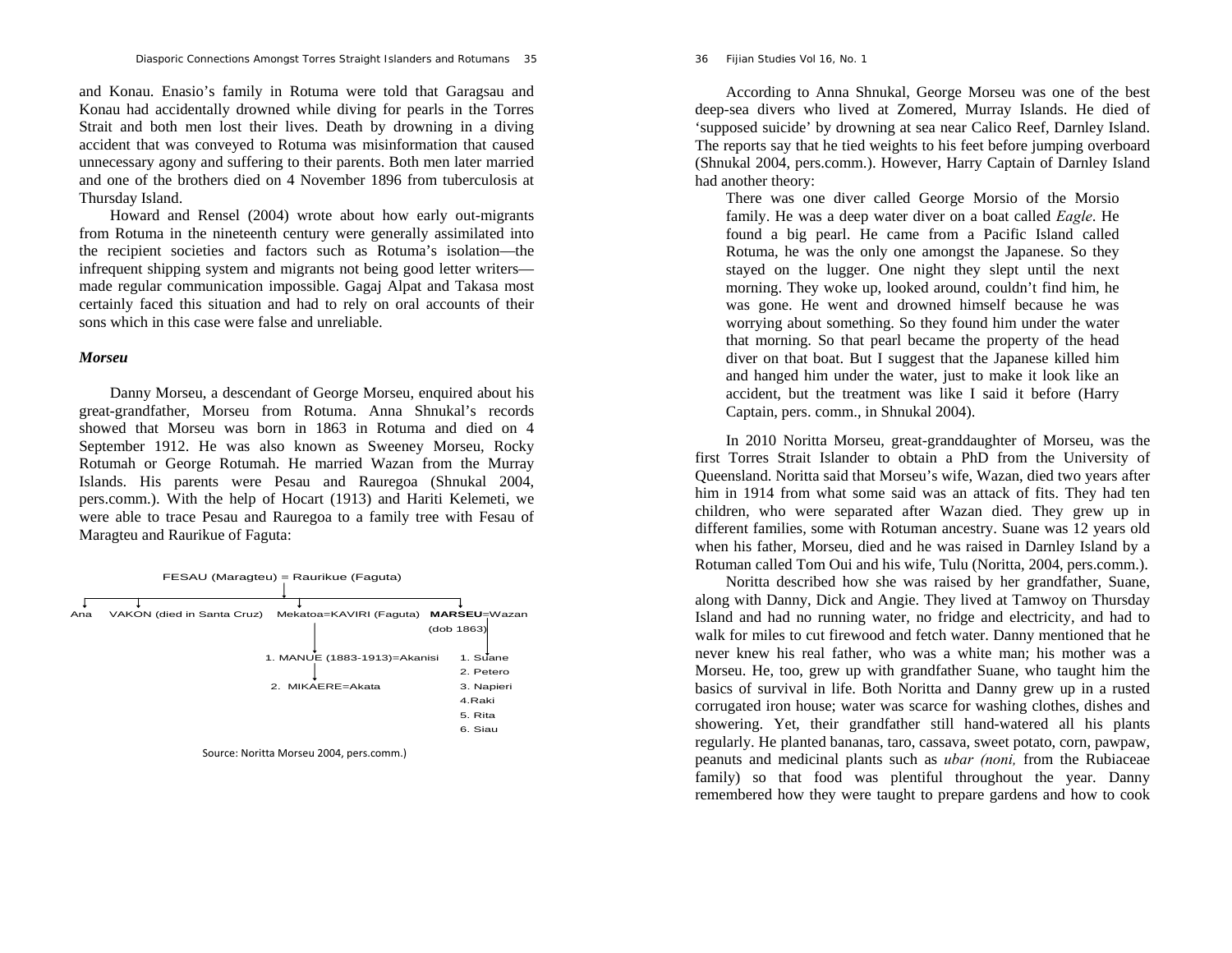and Konau. Enasio's family in Rotuma were told that Garagsau and Konau had accidentally drowned while diving for pearls in the Torres Strait and both men lost their lives. Death by drowning in a diving accident that was conveyed to Rotuma was misinformation that caused unnecessary agony and suffering to their parents. Both men later married and one of the brothers died on 4 November 1896 from tuberculosis at Thursday Island.

Howard and Rensel (2004) wrote about how early out-migrants from Rotuma in the nineteenth century were generally assimilated into the recipient societies and factors such as Rotuma's isolation—the infrequent shipping system and migrants not being good letter writers—made regular communication impossible. Gagaj Alpat and Takasa most certainly faced this situation and had to rely on oral accounts of their sons which in this case were false and unreliable.

### *Morseu*

Danny Morseu, a descendant of George Morseu, enquired about his great-grandfather, Morseu from Rotuma. Anna Shnukal's records showed that Morseu was born in 1863 in Rotuma and died on 4 September 1912. He was also known as Sweeney Morseu, Rocky Rotumah or George Rotumah. He married Wazan from the Murray Islands. His parents were Pesau and Rauregoa (Shnukal 2004, pers.comm.). With the help of Hocart (1913) and Hariti Kelemeti, we were able to trace Pesau and Rauregoa to a family tree with Fesau of Maragteu and Raurikue of Faguta:

FESAU (Maragteu) = Raurikue (Faguta)

- Ana
- VAKON (died in Santa Cruz)
- Mekatoa=KAVIRI (Faguta)
  - 1. MANUE (1883-1913)=Akanisi
    - 2. MIKAERE=Akata
- **MARSEU**=Wazan (dob 1863)
  - 1. Suane
  - 2. Petero
  - 3. Napieri
  - 4. Raki
  - 5. Rita
  - 6. Siau

Source: Noritta Morseu 2004, pers.comm.)

According to Anna Shnukal, George Morseu was one of the best deep-sea divers who lived at Zomered, Murray Islands. He died of 'supposed suicide' by drowning at sea near Calico Reef, Darnley Island. The reports say that he tied weights to his feet before jumping overboard (Shnukal 2004, pers.comm.). However, Harry Captain of Darnley Island had another theory:

> There was one diver called George Morsio of the Morsio family. He was a deep water diver on a boat called *Eagle*. He found a big pearl. He came from a Pacific Island called Rotuma, he was the only one amongst the Japanese. So they stayed on the lugger. One night they slept until the next morning. They woke up, looked around, couldn't find him, he was gone. He went and drowned himself because he was worrying about something. So they found him under the water that morning. So that pearl became the property of the head diver on that boat. But I suggest that the Japanese killed him and hanged him under the water, just to make it look like an accident, but the treatment was like I said it before (Harry Captain, pers. comm., in Shnukal 2004).

In 2010 Noritta Morseu, great-granddaughter of Morseu, was the first Torres Strait Islander to obtain a PhD from the University of Queensland. Noritta said that Morseu's wife, Wazan, died two years after him in 1914 from what some said was an attack of fits. They had ten children, who were separated after Wazan died. They grew up in different families, some with Rotuman ancestry. Suane was 12 years old when his father, Morseu, died and he was raised in Darnley Island by a Rotuman called Tom Oui and his wife, Tulu (Noritta, 2004, pers.comm.).

Noritta described how she was raised by her grandfather, Suane, along with Danny, Dick and Angie. They lived at Tamwoy on Thursday Island and had no running water, no fridge and electricity, and had to walk for miles to cut firewood and fetch water. Danny mentioned that he never knew his real father, who was a white man; his mother was a Morseu. He, too, grew up with grandfather Suane, who taught him the basics of survival in life. Both Noritta and Danny grew up in a rusted corrugated iron house; water was scarce for washing clothes, dishes and showering. Yet, their grandfather still hand-watered all his plants regularly. He planted bananas, taro, cassava, sweet potato, corn, pawpaw, peanuts and medicinal plants such as *ubar (noni,* from the Rubiaceae family) so that food was plentiful throughout the year. Danny remembered how they were taught to prepare gardens and how to cook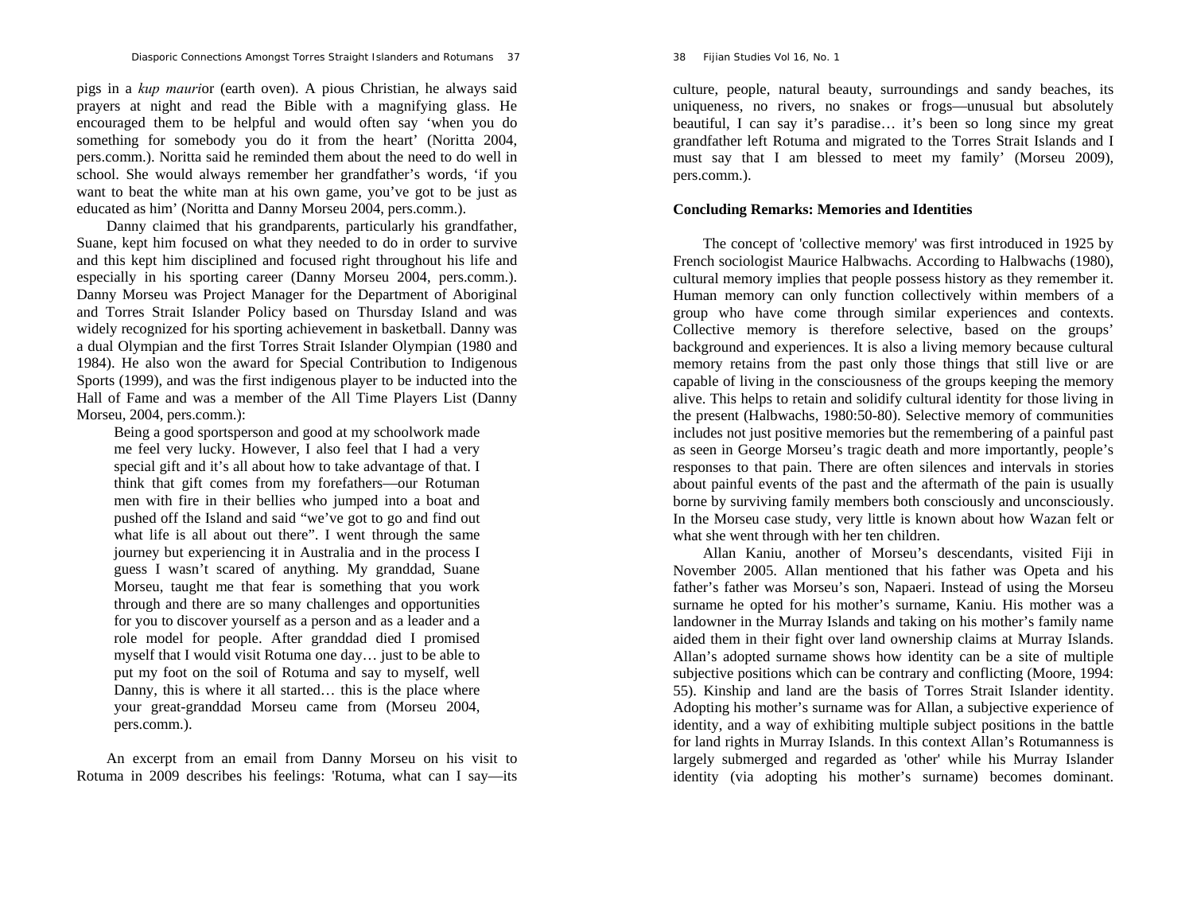pigs in a *kup mauri*or (earth oven). A pious Christian, he always said prayers at night and read the Bible with a magnifying glass. He encouraged them to be helpful and would often say 'when you do something for somebody you do it from the heart' (Noritta 2004, pers.comm.). Noritta said he reminded them about the need to do well in school. She would always remember her grandfather's words, 'if you want to beat the white man at his own game, you've got to be just as educated as him' (Noritta and Danny Morseu 2004, pers.comm.).

Danny claimed that his grandparents, particularly his grandfather, Suane, kept him focused on what they needed to do in order to survive and this kept him disciplined and focused right throughout his life and especially in his sporting career (Danny Morseu 2004, pers.comm.). Danny Morseu was Project Manager for the Department of Aboriginal and Torres Strait Islander Policy based on Thursday Island and was widely recognized for his sporting achievement in basketball. Danny was a dual Olympian and the first Torres Strait Islander Olympian (1980 and 1984). He also won the award for Special Contribution to Indigenous Sports (1999), and was the first indigenous player to be inducted into the Hall of Fame and was a member of the All Time Players List (Danny Morseu, 2004, pers.comm.):

> Being a good sportsperson and good at my schoolwork made me feel very lucky. However, I also feel that I had a very special gift and it's all about how to take advantage of that. I think that gift comes from my forefathers—our Rotuman men with fire in their bellies who jumped into a boat and pushed off the Island and said "we've got to go and find out what life is all about out there". I went through the same journey but experiencing it in Australia and in the process I guess I wasn't scared of anything. My granddad, Suane Morseu, taught me that fear is something that you work through and there are so many challenges and opportunities for you to discover yourself as a person and as a leader and a role model for people. After granddad died I promised myself that I would visit Rotuma one day… just to be able to put my foot on the soil of Rotuma and say to myself, well Danny, this is where it all started… this is the place where your great-granddad Morseu came from (Morseu 2004, pers.comm.).

An excerpt from an email from Danny Morseu on his visit to Rotuma in 2009 describes his feelings: 'Rotuma, what can I say—its culture, people, natural beauty, surroundings and sandy beaches, its uniqueness, no rivers, no snakes or frogs—unusual but absolutely beautiful, I can say it's paradise… it's been so long since my great grandfather left Rotuma and migrated to the Torres Strait Islands and I must say that I am blessed to meet my family' (Morseu 2009), pers.comm.).

## Concluding Remarks: Memories and Identities

The concept of 'collective memory' was first introduced in 1925 by French sociologist Maurice Halbwachs. According to Halbwachs (1980), cultural memory implies that people possess history as they remember it. Human memory can only function collectively within members of a group who have come through similar experiences and contexts. Collective memory is therefore selective, based on the groups' background and experiences. It is also a living memory because cultural memory retains from the past only those things that still live or are capable of living in the consciousness of the groups keeping the memory alive. This helps to retain and solidify cultural identity for those living in the present (Halbwachs, 1980:50-80). Selective memory of communities includes not just positive memories but the remembering of a painful past as seen in George Morseu's tragic death and more importantly, people's responses to that pain. There are often silences and intervals in stories about painful events of the past and the aftermath of the pain is usually borne by surviving family members both consciously and unconsciously. In the Morseu case study, very little is known about how Wazan felt or what she went through with her ten children.

Allan Kaniu, another of Morseu's descendants, visited Fiji in November 2005. Allan mentioned that his father was Opeta and his father's father was Morseu's son, Napaeri. Instead of using the Morseu surname he opted for his mother's surname, Kaniu. His mother was a landowner in the Murray Islands and taking on his mother's family name aided them in their fight over land ownership claims at Murray Islands. Allan's adopted surname shows how identity can be a site of multiple subjective positions which can be contrary and conflicting (Moore, 1994: 55). Kinship and land are the basis of Torres Strait Islander identity. Adopting his mother's surname was for Allan, a subjective experience of identity, and a way of exhibiting multiple subject positions in the battle for land rights in Murray Islands. In this context Allan's Rotumanness is largely submerged and regarded as 'other' while his Murray Islander identity (via adopting his mother's surname) becomes dominant.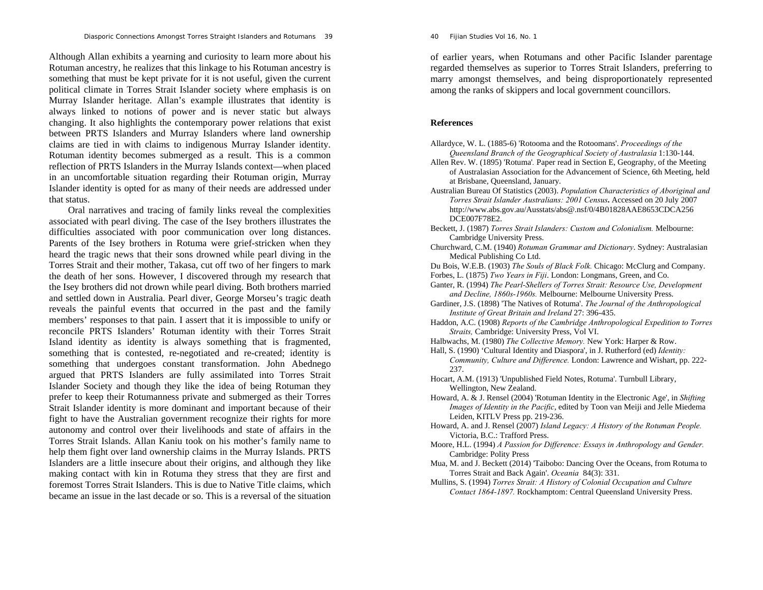Although Allan exhibits a yearning and curiosity to learn more about his Rotuman ancestry, he realizes that this linkage to his Rotuman ancestry is something that must be kept private for it is not useful, given the current political climate in Torres Strait Islander society where emphasis is on Murray Islander heritage. Allan's example illustrates that identity is always linked to notions of power and is never static but always changing. It also highlights the contemporary power relations that exist between PRTS Islanders and Murray Islanders where land ownership claims are tied in with claims to indigenous Murray Islander identity. Rotuman identity becomes submerged as a result. This is a common reflection of PRTS Islanders in the Murray Islands context—when placed in an uncomfortable situation regarding their Rotuman origin, Murray Islander identity is opted for as many of their needs are addressed under that status.

Oral narratives and tracing of family links reveal the complexities associated with pearl diving. The case of the Isey brothers illustrates the difficulties associated with poor communication over long distances. Parents of the Isey brothers in Rotuma were grief-stricken when they heard the tragic news that their sons drowned while pearl diving in the Torres Strait and their mother, Takasa, cut off two of her fingers to mark the death of her sons. However, I discovered through my research that the Isey brothers did not drown while pearl diving. Both brothers married and settled down in Australia. Pearl diver, George Morseu's tragic death reveals the painful events that occurred in the past and the family members' responses to that pain. I assert that it is impossible to unify or reconcile PRTS Islanders' Rotuman identity with their Torres Strait Island identity as identity is always something that is fragmented, something that is contested, re-negotiated and re-created; identity is something that undergoes constant transformation. John Abednego argued that PRTS Islanders are fully assimilated into Torres Strait Islander Society and though they like the idea of being Rotuman they prefer to keep their Rotumanness private and submerged as their Torres Strait Islander identity is more dominant and important because of their fight to have the Australian government recognize their rights for more autonomy and control over their livelihoods and state of affairs in the Torres Strait Islands. Allan Kaniu took on his mother's family name to help them fight over land ownership claims in the Murray Islands. PRTS Islanders are a little insecure about their origins, and although they like making contact with kin in Rotuma they stress that they are first and foremost Torres Strait Islanders. This is due to Native Title claims, which became an issue in the last decade or so. This is a reversal of the situation of earlier years, when Rotumans and other Pacific Islander parentage regarded themselves as superior to Torres Strait Islanders, preferring to marry amongst themselves, and being disproportionately represented among the ranks of skippers and local government councillors.

## References

Allardyce, W. L. (1885-6) 'Rotooma and the Rotoomans'. *Proceedings of the Queensland Branch of the Geographical Society of Australasia* 1:130-144.

Allen Rev. W. (1895) 'Rotuma'. Paper read in Section E, Geography, of the Meeting of Australasian Association for the Advancement of Science, 6th Meeting, held at Brisbane, Queensland, January.

Australian Bureau Of Statistics (2003). *Population Characteristics of Aboriginal and Torres Strait Islander Australians: 2001 Census***.** Accessed on 20 July 2007 http://www.abs.gov.au/Ausstats/abs@.nsf/0/4B01828AAE8653CDCA256DCE007F78E2.

Beckett, J. (1987) *Torres Strait Islanders: Custom and Colonialism.* Melbourne: Cambridge University Press.

Churchward, C.M. (1940) *Rotuman Grammar and Dictionary*. Sydney: Australasian Medical Publishing Co Ltd.

Du Bois, W.E.B. (1903) *The Souls of Black Folk.* Chicago: McClurg and Company.

Forbes, L. (1875) *Two Years in Fiji*. London: Longmans, Green, and Co.

Ganter, R. (1994) *The Pearl-Shellers of Torres Strait: Resource Use, Development and Decline, 1860s-1960s.* Melbourne: Melbourne University Press.

Gardiner, J.S. (1898) 'The Natives of Rotuma'. *The Journal of the Anthropological Institute of Great Britain and Ireland* 27: 396-435.

Haddon, A.C. (1908) *Reports of the Cambridge Anthropological Expedition to Torres Straits,* Cambridge: University Press, Vol VI.

Halbwachs, M. (1980) *The Collective Memory.* New York: Harper & Row.

Hall, S. (1990) 'Cultural Identity and Diaspora', in J. Rutherford (ed) *Identity: Community, Culture and Difference.* London: Lawrence and Wishart, pp. 222-237.

Hocart, A.M. (1913) 'Unpublished Field Notes, Rotuma'. Turnbull Library, Wellington, New Zealand.

Howard, A. & J. Rensel (2004) 'Rotuman Identity in the Electronic Age', in *Shifting Images of Identity in the Pacific*, edited by Toon van Meiji and Jelle Miedema Leiden, KITLV Press pp. 219-236.

Howard, A. and J. Rensel (2007) *Island Legacy: A History of the Rotuman People.* Victoria, B.C.: Trafford Press.

Moore, H.L. (1994) *A Passion for Difference: Essays in Anthropology and Gender.* Cambridge: Polity Press

Mua, M. and J. Beckett (2014) 'Taibobo: Dancing Over the Oceans, from Rotuma to Torres Strait and Back Again'. *Oceania* 84(3): 331.

Mullins, S. (1994) *Torres Strait: A History of Colonial Occupation and Culture Contact 1864-1897.* Rockhamptom: Central Queensland University Press.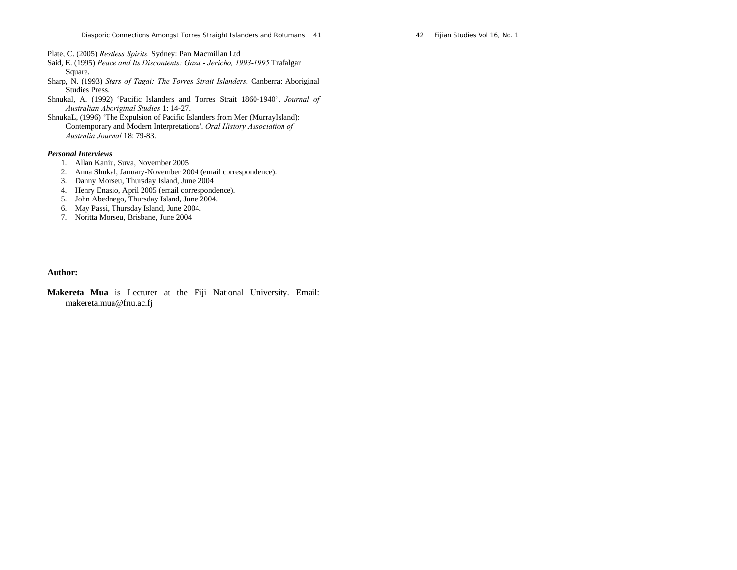Plate, C. (2005) *Restless Spirits.* Sydney: Pan Macmillan Ltd

Said, E. (1995) *Peace and Its Discontents: Gaza - Jericho, 1993-1995* Trafalgar Square.

Sharp, N. (1993) *Stars of Tagai: The Torres Strait Islanders.* Canberra: Aboriginal Studies Press.

Shnukal, A. (1992) 'Pacific Islanders and Torres Strait 1860-1940'. *Journal of Australian Aboriginal Studies* 1: 14-27.

ShnukaL, (1996) 'The Expulsion of Pacific Islanders from Mer (MurrayIsland): Contemporary and Modern Interpretations'. *Oral History Association of Australia Journal* 18: 79-83.

***Personal Interviews***

1. Allan Kaniu, Suva, November 2005
2. Anna Shukal, January-November 2004 (email correspondence).
3. Danny Morseu, Thursday Island, June 2004
4. Henry Enasio, April 2005 (email correspondence).
5. John Abednego, Thursday Island, June 2004.
6. May Passi, Thursday Island, June 2004.
7. Noritta Morseu, Brisbane, June 2004

**Author:**

**Makereta Mua** is Lecturer at the Fiji National University. Email: makereta.mua@fnu.ac.fj